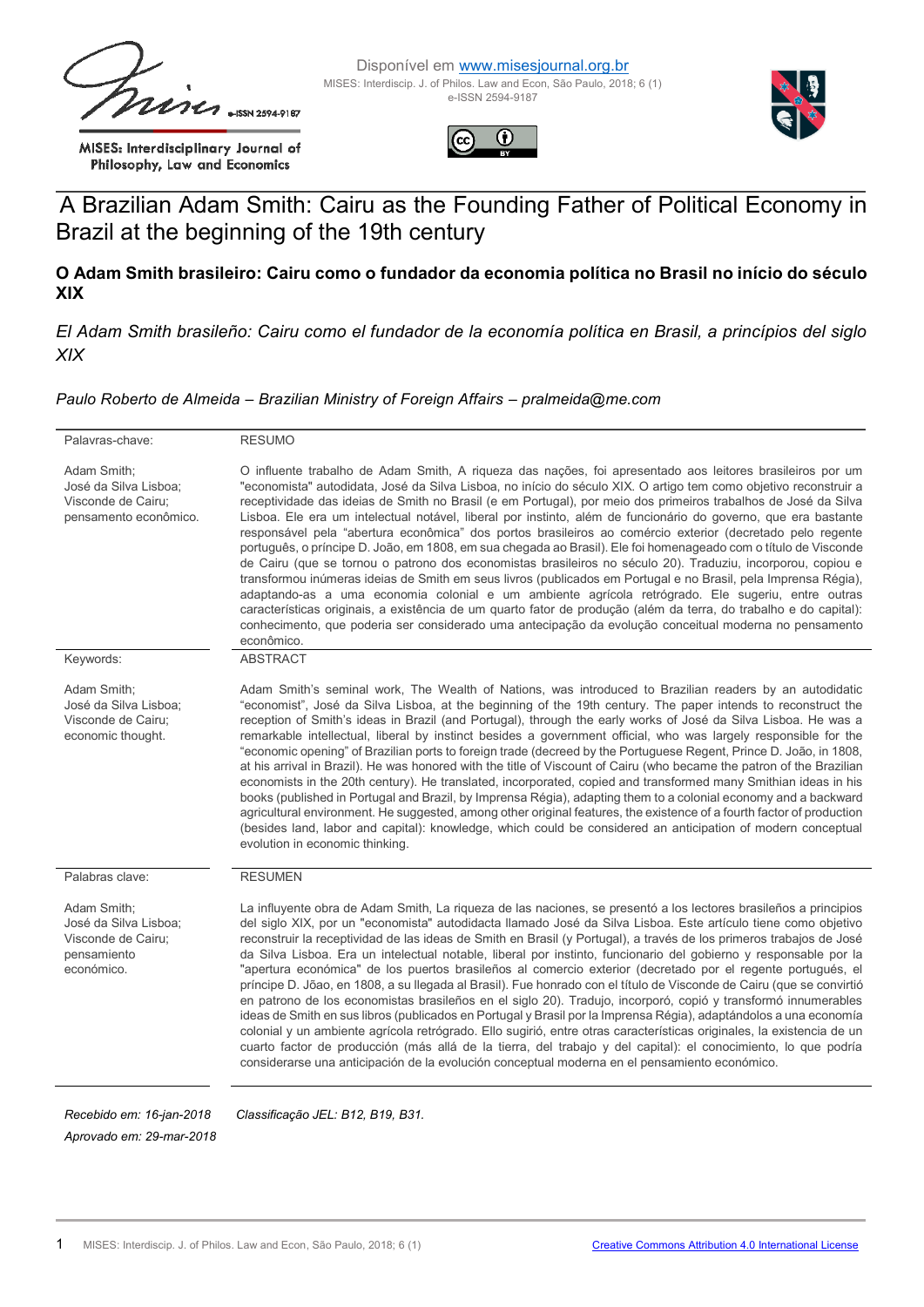# A Brazilian Adam Smith: Cairu as the Founding Father of Political Economy in Brazil at the beginning of the 19th century

## O Adam Smith brasileiro: Cairu como o fundador da economia política no Brasil no início do século XIX

### *El Adam Smith brasileño: Cairu como el fundador de la economía política en Brasil, a princípios del siglo XIX*

*Paulo Roberto de Almeida – Brazilian Ministry of Foreign Affairs – pralmeida@me.com*

| Palavras-chave: | RESUMO |
|---|---|
| Adam Smith; José da Silva Lisboa; Visconde de Cairu; pensamento econômico. | O influente trabalho de Adam Smith, A riqueza das nações, foi apresentado aos leitores brasileiros por um "economista" autodidata, José da Silva Lisboa, no início do século XIX. O artigo tem como objetivo reconstruir a receptividade das ideias de Smith no Brasil (e em Portugal), por meio dos primeiros trabalhos de José da Silva Lisboa. Ele era um intelectual notável, liberal por instinto, além de funcionário do governo, que era bastante responsável pela "abertura econômica" dos portos brasileiros ao comércio exterior (decretado pelo regente português, o príncipe D. João, em 1808, em sua chegada ao Brasil). Ele foi homenageado com o título de Visconde de Cairu (que se tornou o patrono dos economistas brasileiros no século 20). Traduziu, incorporou, copiou e transformou inúmeras ideias de Smith em seus livros (publicados em Portugal e no Brasil, pela Imprensa Régia), adaptando-as a uma economia colonial e um ambiente agrícola retrógrado. Ele sugeriu, entre outras características originais, a existência de um quarto fator de produção (além da terra, do trabalho e do capital): conhecimento, que poderia ser considerado uma antecipação da evolução conceitual moderna no pensamento econômico. |

| Keywords: | ABSTRACT |
|---|---|
| Adam Smith; José da Silva Lisboa; Visconde de Cairu; economic thought. | Adam Smith's seminal work, The Wealth of Nations, was introduced to Brazilian readers by an autodidatic "economist", José da Silva Lisboa, at the beginning of the 19th century. The paper intends to reconstruct the reception of Smith's ideas in Brazil (and Portugal), through the early works of José da Silva Lisboa. He was a remarkable intellectual, liberal by instinct besides a government official, who was largely responsible for the "economic opening" of Brazilian ports to foreign trade (decreed by the Portuguese Regent, Prince D. João, in 1808, at his arrival in Brazil). He was honored with the title of Viscount of Cairu (who became the patron of the Brazilian economists in the 20th century). He translated, incorporated, copied and transformed many Smithian ideas in his books (published in Portugal and Brazil, by Imprensa Régia), adapting them to a colonial economy and a backward agricultural environment. He suggested, among other original features, the existence of a fourth factor of production (besides land, labor and capital): knowledge, which could be considered an anticipation of modern conceptual evolution in economic thinking. |

| Palabras clave: | RESUMEN |
|---|---|
| Adam Smith; José da Silva Lisboa; Visconde de Cairu; pensamiento económico. | La influyente obra de Adam Smith, La riqueza de las naciones, se presentó a los lectores brasileños a principios del siglo XIX, por un "economista" autodidacta llamado José da Silva Lisboa. Este artículo tiene como objetivo reconstruir la receptividad de las ideas de Smith en Brasil (y Portugal), a través de los primeros trabajos de José da Silva Lisboa. Era un intelectual notable, liberal por instinto, funcionario del gobierno y responsable por la "apertura económica" de los puertos brasileños al comercio exterior (decretado por el regente portugués, el príncipe D. Jõao, en 1808, a su llegada al Brasil). Fue honrado con el título de Visconde de Cairu (que se convirtió en patrono de los economistas brasileños en el siglo 20). Tradujo, incorporó, copió y transformó innumerables ideas de Smith en sus libros (publicados en Portugal y Brasil por la Imprensa Régia), adaptándolos a una economía colonial y un ambiente agrícola retrógrado. Ello sugirió, entre otras características originales, la existencia de un cuarto factor de producción (más allá de la tierra, del trabajo y del capital): el conocimiento, lo que podría considerarse una anticipación de la evolución conceptual moderna en el pensamiento económico. |

*Recebido em: 16-jan-2018*
*Aprovado em: 29-mar-2018*

*Classificação JEL: B12, B19, B31.*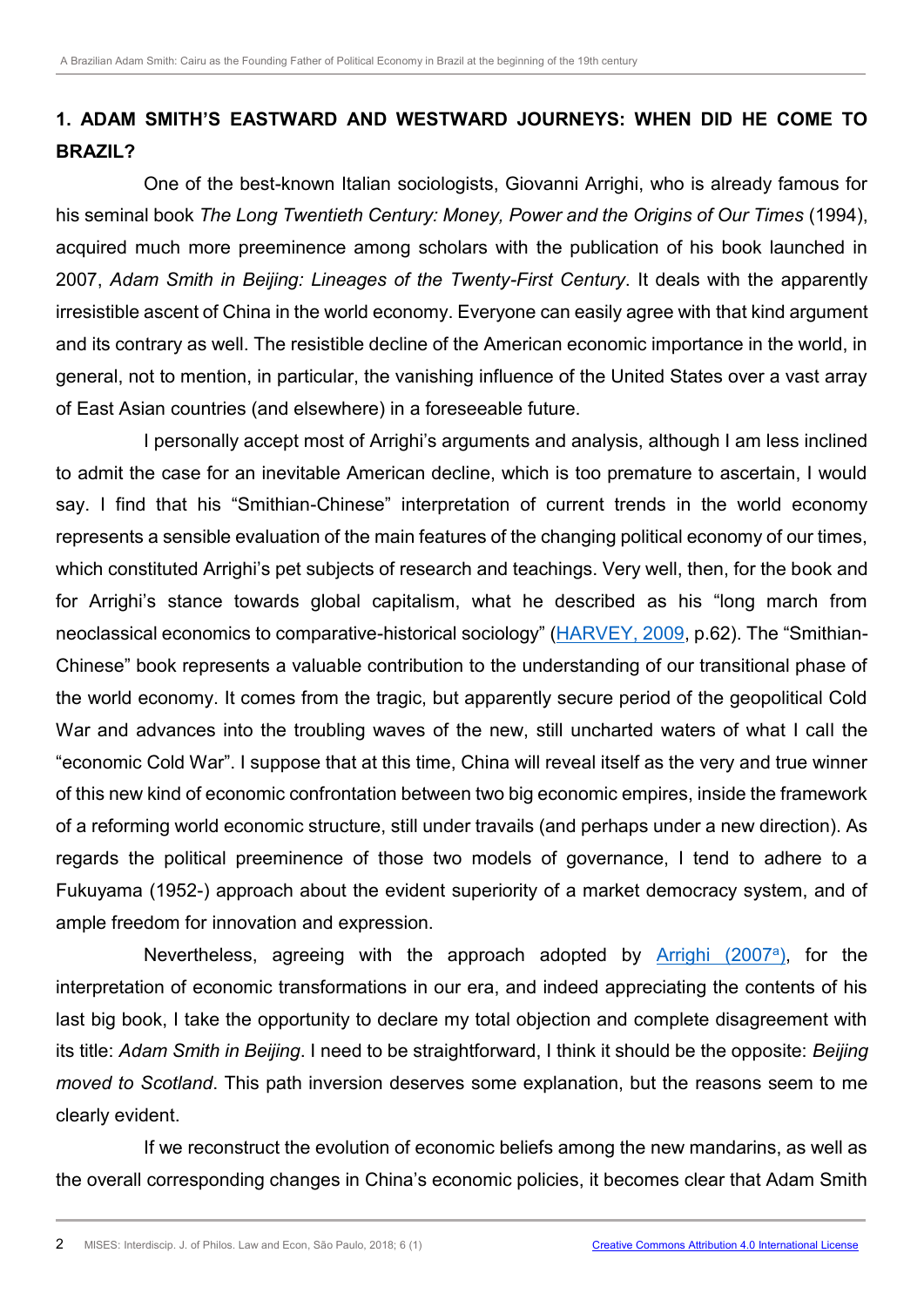## 1. ADAM SMITH'S EASTWARD AND WESTWARD JOURNEYS: WHEN DID HE COME TO BRAZIL?

One of the best-known Italian sociologists, Giovanni Arrighi, who is already famous for his seminal book *The Long Twentieth Century: Money, Power and the Origins of Our Times* (1994), acquired much more preeminence among scholars with the publication of his book launched in 2007, *Adam Smith in Beijing: Lineages of the Twenty-First Century*. It deals with the apparently irresistible ascent of China in the world economy. Everyone can easily agree with that kind argument and its contrary as well. The resistible decline of the American economic importance in the world, in general, not to mention, in particular, the vanishing influence of the United States over a vast array of East Asian countries (and elsewhere) in a foreseeable future.

I personally accept most of Arrighi's arguments and analysis, although I am less inclined to admit the case for an inevitable American decline, which is too premature to ascertain, I would say. I find that his "Smithian-Chinese" interpretation of current trends in the world economy represents a sensible evaluation of the main features of the changing political economy of our times, which constituted Arrighi's pet subjects of research and teachings. Very well, then, for the book and for Arrighi's stance towards global capitalism, what he described as his "long march from neoclassical economics to comparative-historical sociology" (HARVEY, 2009, p.62). The "Smithian-Chinese" book represents a valuable contribution to the understanding of our transitional phase of the world economy. It comes from the tragic, but apparently secure period of the geopolitical Cold War and advances into the troubling waves of the new, still uncharted waters of what I call the "economic Cold War". I suppose that at this time, China will reveal itself as the very and true winner of this new kind of economic confrontation between two big economic empires, inside the framework of a reforming world economic structure, still under travails (and perhaps under a new direction). As regards the political preeminence of those two models of governance, I tend to adhere to a Fukuyama (1952-) approach about the evident superiority of a market democracy system, and of ample freedom for innovation and expression.

Nevertheless, agreeing with the approach adopted by Arrighi (2007[a]), for the interpretation of economic transformations in our era, and indeed appreciating the contents of his last big book, I take the opportunity to declare my total objection and complete disagreement with its title: *Adam Smith in Beijing*. I need to be straightforward, I think it should be the opposite: *Beijing moved to Scotland*. This path inversion deserves some explanation, but the reasons seem to me clearly evident.

If we reconstruct the evolution of economic beliefs among the new mandarins, as well as the overall corresponding changes in China's economic policies, it becomes clear that Adam Smith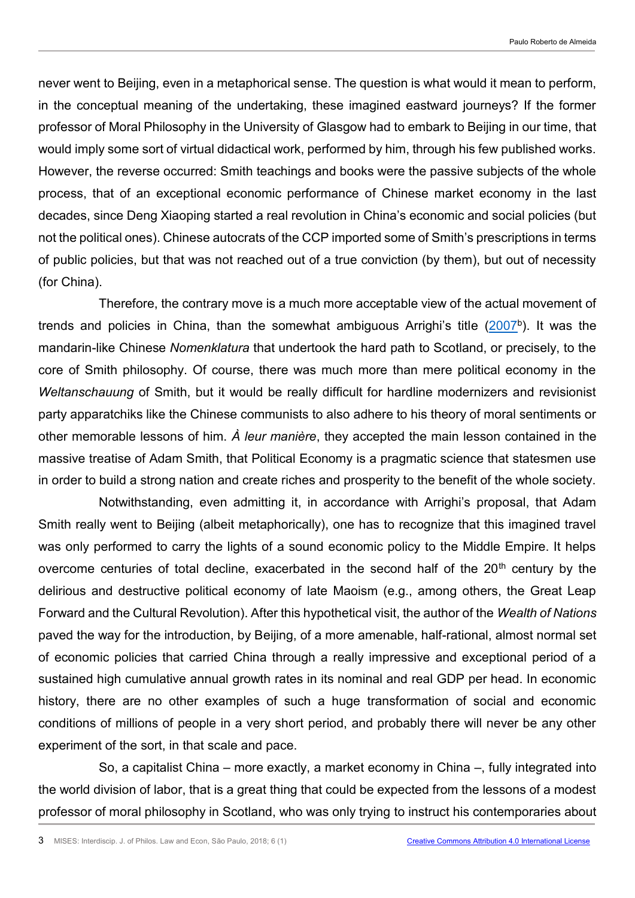never went to Beijing, even in a metaphorical sense. The question is what would it mean to perform, in the conceptual meaning of the undertaking, these imagined eastward journeys? If the former professor of Moral Philosophy in the University of Glasgow had to embark to Beijing in our time, that would imply some sort of virtual didactical work, performed by him, through his few published works. However, the reverse occurred: Smith teachings and books were the passive subjects of the whole process, that of an exceptional economic performance of Chinese market economy in the last decades, since Deng Xiaoping started a real revolution in China's economic and social policies (but not the political ones). Chinese autocrats of the CCP imported some of Smith's prescriptions in terms of public policies, but that was not reached out of a true conviction (by them), but out of necessity (for China).

Therefore, the contrary move is a much more acceptable view of the actual movement of trends and policies in China, than the somewhat ambiguous Arrighi's title (2007[b]). It was the mandarin-like Chinese *Nomenklatura* that undertook the hard path to Scotland, or precisely, to the core of Smith philosophy. Of course, there was much more than mere political economy in the *Weltanschauung* of Smith, but it would be really difficult for hardline modernizers and revisionist party apparatchiks like the Chinese communists to also adhere to his theory of moral sentiments or other memorable lessons of him. *À leur manière*, they accepted the main lesson contained in the massive treatise of Adam Smith, that Political Economy is a pragmatic science that statesmen use in order to build a strong nation and create riches and prosperity to the benefit of the whole society.

Notwithstanding, even admitting it, in accordance with Arrighi's proposal, that Adam Smith really went to Beijing (albeit metaphorically), one has to recognize that this imagined travel was only performed to carry the lights of a sound economic policy to the Middle Empire. It helps overcome centuries of total decline, exacerbated in the second half of the 20th century by the delirious and destructive political economy of late Maoism (e.g., among others, the Great Leap Forward and the Cultural Revolution). After this hypothetical visit, the author of the *Wealth of Nations* paved the way for the introduction, by Beijing, of a more amenable, half-rational, almost normal set of economic policies that carried China through a really impressive and exceptional period of a sustained high cumulative annual growth rates in its nominal and real GDP per head. In economic history, there are no other examples of such a huge transformation of social and economic conditions of millions of people in a very short period, and probably there will never be any other experiment of the sort, in that scale and pace.

So, a capitalist China – more exactly, a market economy in China –, fully integrated into the world division of labor, that is a great thing that could be expected from the lessons of a modest professor of moral philosophy in Scotland, who was only trying to instruct his contemporaries about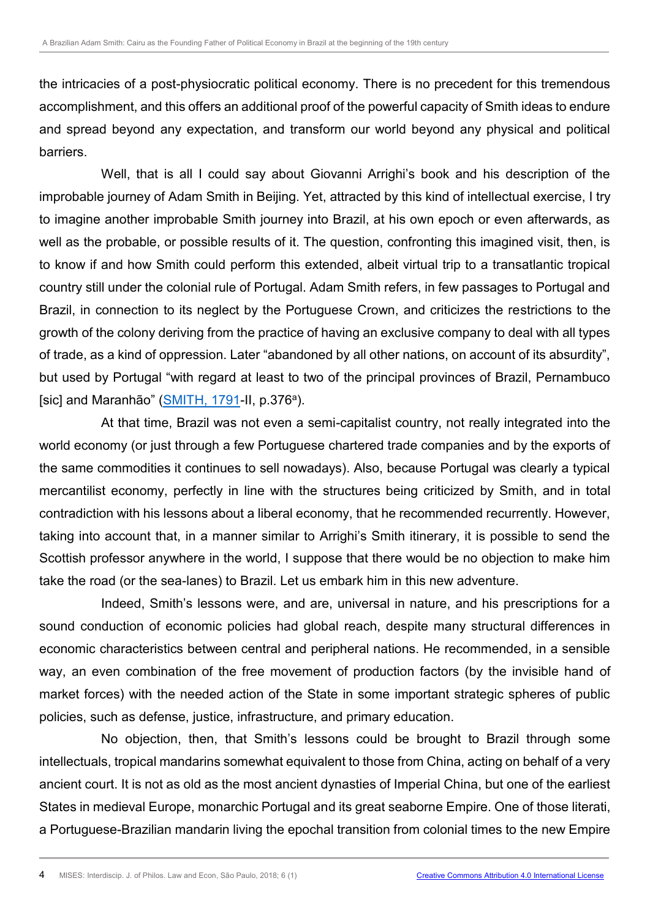the intricacies of a post-physiocratic political economy. There is no precedent for this tremendous accomplishment, and this offers an additional proof of the powerful capacity of Smith ideas to endure and spread beyond any expectation, and transform our world beyond any physical and political barriers.

Well, that is all I could say about Giovanni Arrighi's book and his description of the improbable journey of Adam Smith in Beijing. Yet, attracted by this kind of intellectual exercise, I try to imagine another improbable Smith journey into Brazil, at his own epoch or even afterwards, as well as the probable, or possible results of it. The question, confronting this imagined visit, then, is to know if and how Smith could perform this extended, albeit virtual trip to a transatlantic tropical country still under the colonial rule of Portugal. Adam Smith refers, in few passages to Portugal and Brazil, in connection to its neglect by the Portuguese Crown, and criticizes the restrictions to the growth of the colony deriving from the practice of having an exclusive company to deal with all types of trade, as a kind of oppression. Later "abandoned by all other nations, on account of its absurdity", but used by Portugal "with regard at least to two of the principal provinces of Brazil, Pernambuco [sic] and Maranhão" (SMITH, 1791-II, p.376[a]).

At that time, Brazil was not even a semi-capitalist country, not really integrated into the world economy (or just through a few Portuguese chartered trade companies and by the exports of the same commodities it continues to sell nowadays). Also, because Portugal was clearly a typical mercantilist economy, perfectly in line with the structures being criticized by Smith, and in total contradiction with his lessons about a liberal economy, that he recommended recurrently. However, taking into account that, in a manner similar to Arrighi's Smith itinerary, it is possible to send the Scottish professor anywhere in the world, I suppose that there would be no objection to make him take the road (or the sea-lanes) to Brazil. Let us embark him in this new adventure.

Indeed, Smith's lessons were, and are, universal in nature, and his prescriptions for a sound conduction of economic policies had global reach, despite many structural differences in economic characteristics between central and peripheral nations. He recommended, in a sensible way, an even combination of the free movement of production factors (by the invisible hand of market forces) with the needed action of the State in some important strategic spheres of public policies, such as defense, justice, infrastructure, and primary education.

No objection, then, that Smith's lessons could be brought to Brazil through some intellectuals, tropical mandarins somewhat equivalent to those from China, acting on behalf of a very ancient court. It is not as old as the most ancient dynasties of Imperial China, but one of the earliest States in medieval Europe, monarchic Portugal and its great seaborne Empire. One of those literati, a Portuguese-Brazilian mandarin living the epochal transition from colonial times to the new Empire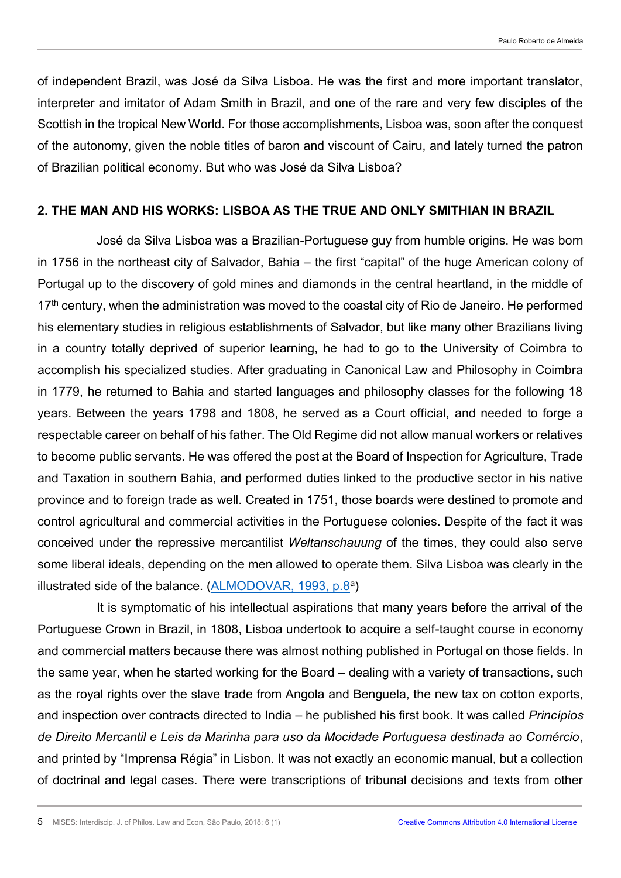of independent Brazil, was José da Silva Lisboa. He was the first and more important translator, interpreter and imitator of Adam Smith in Brazil, and one of the rare and very few disciples of the Scottish in the tropical New World. For those accomplishments, Lisboa was, soon after the conquest of the autonomy, given the noble titles of baron and viscount of Cairu, and lately turned the patron of Brazilian political economy. But who was José da Silva Lisboa?

## 2. THE MAN AND HIS WORKS: LISBOA AS THE TRUE AND ONLY SMITHIAN IN BRAZIL

José da Silva Lisboa was a Brazilian-Portuguese guy from humble origins. He was born in 1756 in the northeast city of Salvador, Bahia – the first "capital" of the huge American colony of Portugal up to the discovery of gold mines and diamonds in the central heartland, in the middle of 17th century, when the administration was moved to the coastal city of Rio de Janeiro. He performed his elementary studies in religious establishments of Salvador, but like many other Brazilians living in a country totally deprived of superior learning, he had to go to the University of Coimbra to accomplish his specialized studies. After graduating in Canonical Law and Philosophy in Coimbra in 1779, he returned to Bahia and started languages and philosophy classes for the following 18 years. Between the years 1798 and 1808, he served as a Court official, and needed to forge a respectable career on behalf of his father. The Old Regime did not allow manual workers or relatives to become public servants. He was offered the post at the Board of Inspection for Agriculture, Trade and Taxation in southern Bahia, and performed duties linked to the productive sector in his native province and to foreign trade as well. Created in 1751, those boards were destined to promote and control agricultural and commercial activities in the Portuguese colonies. Despite of the fact it was conceived under the repressive mercantilist *Weltanschauung* of the times, they could also serve some liberal ideals, depending on the men allowed to operate them. Silva Lisboa was clearly in the illustrated side of the balance. (ALMODOVAR, 1993, p.8[a])

It is symptomatic of his intellectual aspirations that many years before the arrival of the Portuguese Crown in Brazil, in 1808, Lisboa undertook to acquire a self-taught course in economy and commercial matters because there was almost nothing published in Portugal on those fields. In the same year, when he started working for the Board – dealing with a variety of transactions, such as the royal rights over the slave trade from Angola and Benguela, the new tax on cotton exports, and inspection over contracts directed to India – he published his first book. It was called *Princípios de Direito Mercantil e Leis da Marinha para uso da Mocidade Portuguesa destinada ao Comércio*, and printed by "Imprensa Régia" in Lisbon. It was not exactly an economic manual, but a collection of doctrinal and legal cases. There were transcriptions of tribunal decisions and texts from other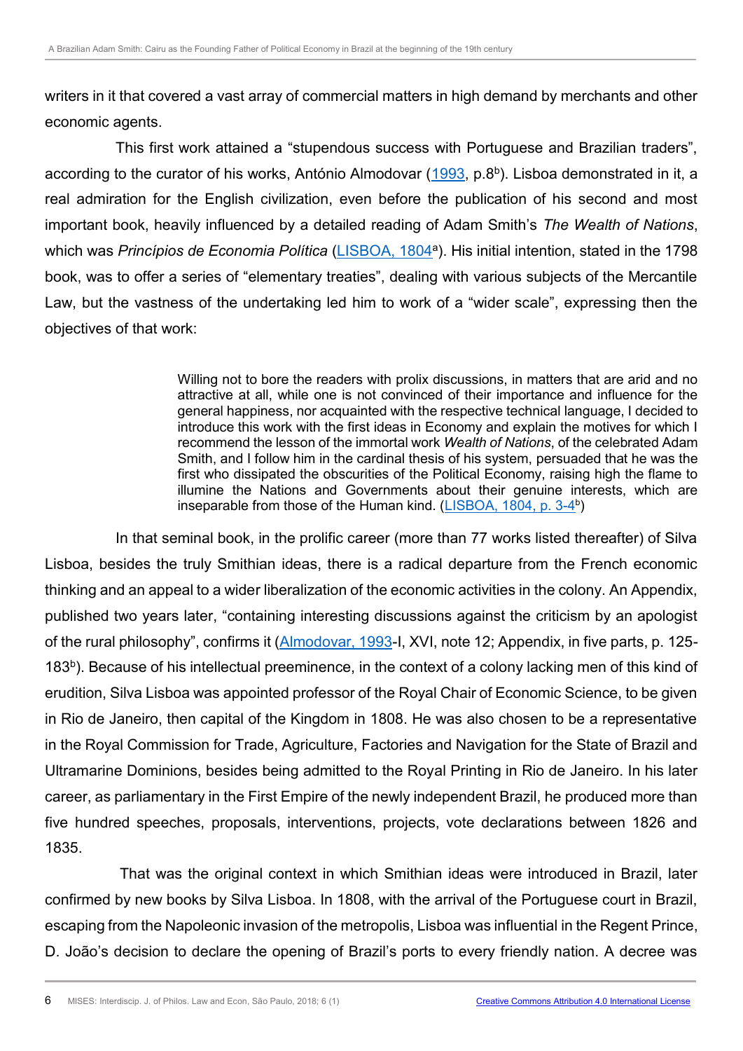writers in it that covered a vast array of commercial matters in high demand by merchants and other economic agents.

This first work attained a "stupendous success with Portuguese and Brazilian traders", according to the curator of his works, António Almodovar (1993, p.8[b]). Lisboa demonstrated in it, a real admiration for the English civilization, even before the publication of his second and most important book, heavily influenced by a detailed reading of Adam Smith's *The Wealth of Nations*, which was *Princípios de Economia Política* (LISBOA, 1804[a]). His initial intention, stated in the 1798 book, was to offer a series of "elementary treaties", dealing with various subjects of the Mercantile Law, but the vastness of the undertaking led him to work of a "wider scale", expressing then the objectives of that work:

> Willing not to bore the readers with prolix discussions, in matters that are arid and no attractive at all, while one is not convinced of their importance and influence for the general happiness, nor acquainted with the respective technical language, I decided to introduce this work with the first ideas in Economy and explain the motives for which I recommend the lesson of the immortal work *Wealth of Nations*, of the celebrated Adam Smith, and I follow him in the cardinal thesis of his system, persuaded that he was the first who dissipated the obscurities of the Political Economy, raising high the flame to illumine the Nations and Governments about their genuine interests, which are inseparable from those of the Human kind. (LISBOA, 1804, p. 3-4[b])

In that seminal book, in the prolific career (more than 77 works listed thereafter) of Silva Lisboa, besides the truly Smithian ideas, there is a radical departure from the French economic thinking and an appeal to a wider liberalization of the economic activities in the colony. An Appendix, published two years later, "containing interesting discussions against the criticism by an apologist of the rural philosophy", confirms it (Almodovar, 1993-I, XVI, note 12; Appendix, in five parts, p. 125-183[b]). Because of his intellectual preeminence, in the context of a colony lacking men of this kind of erudition, Silva Lisboa was appointed professor of the Royal Chair of Economic Science, to be given in Rio de Janeiro, then capital of the Kingdom in 1808. He was also chosen to be a representative in the Royal Commission for Trade, Agriculture, Factories and Navigation for the State of Brazil and Ultramarine Dominions, besides being admitted to the Royal Printing in Rio de Janeiro. In his later career, as parliamentary in the First Empire of the newly independent Brazil, he produced more than five hundred speeches, proposals, interventions, projects, vote declarations between 1826 and 1835.

That was the original context in which Smithian ideas were introduced in Brazil, later confirmed by new books by Silva Lisboa. In 1808, with the arrival of the Portuguese court in Brazil, escaping from the Napoleonic invasion of the metropolis, Lisboa was influential in the Regent Prince, D. João's decision to declare the opening of Brazil's ports to every friendly nation. A decree was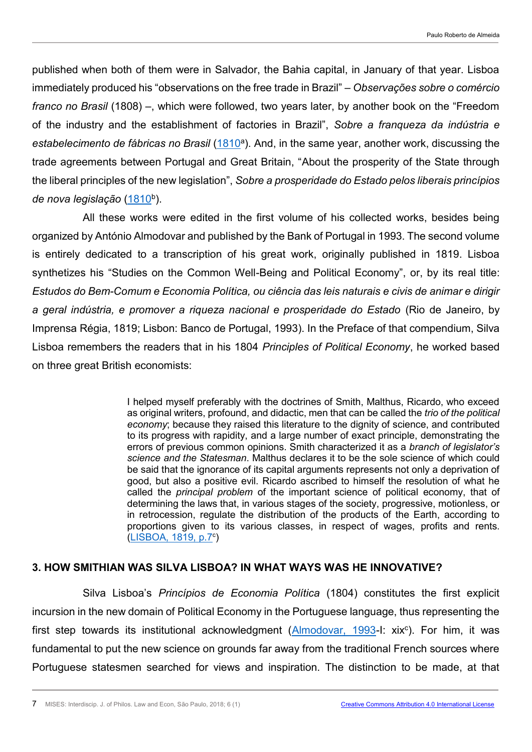published when both of them were in Salvador, the Bahia capital, in January of that year. Lisboa immediately produced his "observations on the free trade in Brazil" – *Observações sobre o comércio franco no Brasil* (1808) –, which were followed, two years later, by another book on the "Freedom of the industry and the establishment of factories in Brazil", *Sobre a franqueza da indústria e estabelecimento de fábricas no Brasil* (1810[a]). And, in the same year, another work, discussing the trade agreements between Portugal and Great Britain, "About the prosperity of the State through the liberal principles of the new legislation", *Sobre a prosperidade do Estado pelos liberais princípios de nova legislação* (1810[b]).

All these works were edited in the first volume of his collected works, besides being organized by António Almodovar and published by the Bank of Portugal in 1993. The second volume is entirely dedicated to a transcription of his great work, originally published in 1819. Lisboa synthetizes his "Studies on the Common Well-Being and Political Economy", or, by its real title: *Estudos do Bem-Comum e Economia Política, ou ciência das leis naturais e civis de animar e dirigir a geral indústria, e promover a riqueza nacional e prosperidade do Estado* (Rio de Janeiro, by Imprensa Régia, 1819; Lisbon: Banco de Portugal, 1993). In the Preface of that compendium, Silva Lisboa remembers the readers that in his 1804 *Principles of Political Economy*, he worked based on three great British economists:

> I helped myself preferably with the doctrines of Smith, Malthus, Ricardo, who exceed as original writers, profound, and didactic, men that can be called the *trio of the political economy*; because they raised this literature to the dignity of science, and contributed to its progress with rapidity, and a large number of exact principle, demonstrating the errors of previous common opinions. Smith characterized it as a *branch of legislator's science and the Statesman*. Malthus declares it to be the sole science of which could be said that the ignorance of its capital arguments represents not only a deprivation of good, but also a positive evil. Ricardo ascribed to himself the resolution of what he called the *principal problem* of the important science of political economy, that of determining the laws that, in various stages of the society, progressive, motionless, or in retrocession, regulate the distribution of the products of the Earth, according to proportions given to its various classes, in respect of wages, profits and rents. (LISBOA, 1819, p.7[c])

## 3. HOW SMITHIAN WAS SILVA LISBOA? IN WHAT WAYS WAS HE INNOVATIVE?

Silva Lisboa's *Princípios de Economia Política* (1804) constitutes the first explicit incursion in the new domain of Political Economy in the Portuguese language, thus representing the first step towards its institutional acknowledgment (Almodovar, 1993-I: xix[c]). For him, it was fundamental to put the new science on grounds far away from the traditional French sources where Portuguese statesmen searched for views and inspiration. The distinction to be made, at that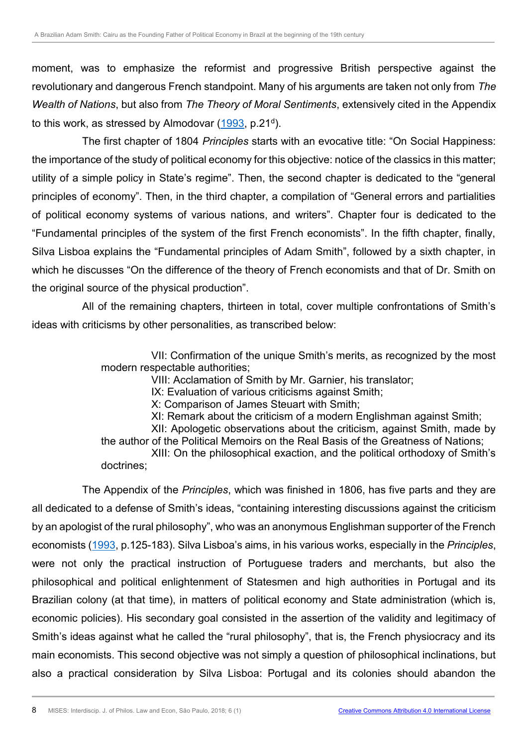moment, was to emphasize the reformist and progressive British perspective against the revolutionary and dangerous French standpoint. Many of his arguments are taken not only from *The Wealth of Nations*, but also from *The Theory of Moral Sentiments*, extensively cited in the Appendix to this work, as stressed by Almodovar (1993, p.21[d]).

The first chapter of 1804 *Principles* starts with an evocative title: "On Social Happiness: the importance of the study of political economy for this objective: notice of the classics in this matter; utility of a simple policy in State's regime". Then, the second chapter is dedicated to the "general principles of economy". Then, in the third chapter, a compilation of "General errors and partialities of political economy systems of various nations, and writers". Chapter four is dedicated to the "Fundamental principles of the system of the first French economists". In the fifth chapter, finally, Silva Lisboa explains the "Fundamental principles of Adam Smith", followed by a sixth chapter, in which he discusses "On the difference of the theory of French economists and that of Dr. Smith on the original source of the physical production".

All of the remaining chapters, thirteen in total, cover multiple confrontations of Smith's ideas with criticisms by other personalities, as transcribed below:

> VII: Confirmation of the unique Smith's merits, as recognized by the most modern respectable authorities;
> VIII: Acclamation of Smith by Mr. Garnier, his translator;
> IX: Evaluation of various criticisms against Smith;
> X: Comparison of James Steuart with Smith;
> XI: Remark about the criticism of a modern Englishman against Smith;
> XII: Apologetic observations about the criticism, against Smith, made by the author of the Political Memoirs on the Real Basis of the Greatness of Nations;
> XIII: On the philosophical exaction, and the political orthodoxy of Smith's doctrines;

The Appendix of the *Principles*, which was finished in 1806, has five parts and they are all dedicated to a defense of Smith's ideas, "containing interesting discussions against the criticism by an apologist of the rural philosophy", who was an anonymous Englishman supporter of the French economists (1993, p.125-183). Silva Lisboa's aims, in his various works, especially in the *Principles*, were not only the practical instruction of Portuguese traders and merchants, but also the philosophical and political enlightenment of Statesmen and high authorities in Portugal and its Brazilian colony (at that time), in matters of political economy and State administration (which is, economic policies). His secondary goal consisted in the assertion of the validity and legitimacy of Smith's ideas against what he called the "rural philosophy", that is, the French physiocracy and its main economists. This second objective was not simply a question of philosophical inclinations, but also a practical consideration by Silva Lisboa: Portugal and its colonies should abandon the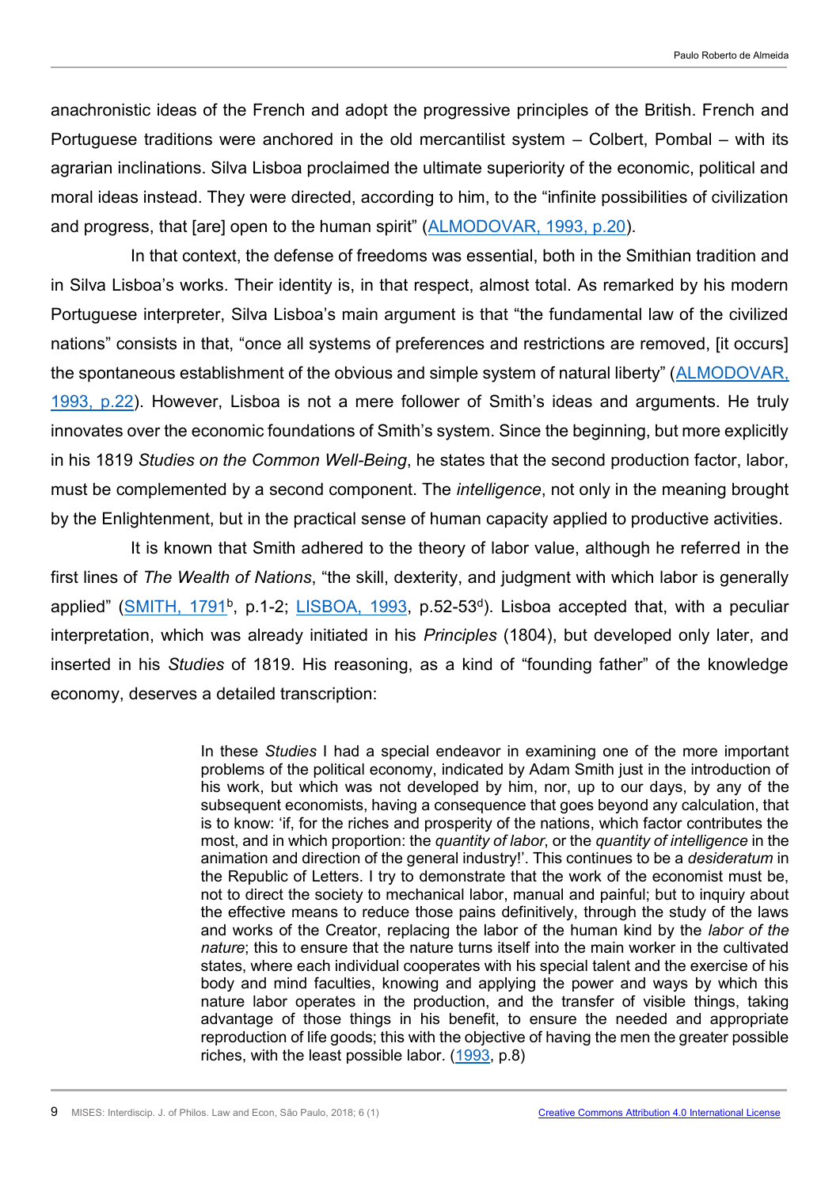anachronistic ideas of the French and adopt the progressive principles of the British. French and Portuguese traditions were anchored in the old mercantilist system – Colbert, Pombal – with its agrarian inclinations. Silva Lisboa proclaimed the ultimate superiority of the economic, political and moral ideas instead. They were directed, according to him, to the "infinite possibilities of civilization and progress, that [are] open to the human spirit" (ALMODOVAR, 1993, p.20).

In that context, the defense of freedoms was essential, both in the Smithian tradition and in Silva Lisboa's works. Their identity is, in that respect, almost total. As remarked by his modern Portuguese interpreter, Silva Lisboa's main argument is that "the fundamental law of the civilized nations" consists in that, "once all systems of preferences and restrictions are removed, [it occurs] the spontaneous establishment of the obvious and simple system of natural liberty" (ALMODOVAR, 1993, p.22). However, Lisboa is not a mere follower of Smith's ideas and arguments. He truly innovates over the economic foundations of Smith's system. Since the beginning, but more explicitly in his 1819 *Studies on the Common Well-Being*, he states that the second production factor, labor, must be complemented by a second component. The *intelligence*, not only in the meaning brought by the Enlightenment, but in the practical sense of human capacity applied to productive activities.

It is known that Smith adhered to the theory of labor value, although he referred in the first lines of *The Wealth of Nations*, "the skill, dexterity, and judgment with which labor is generally applied" (SMITH, 1791[b], p.1-2; LISBOA, 1993, p.52-53[d]). Lisboa accepted that, with a peculiar interpretation, which was already initiated in his *Principles* (1804), but developed only later, and inserted in his *Studies* of 1819. His reasoning, as a kind of "founding father" of the knowledge economy, deserves a detailed transcription:

> In these *Studies* I had a special endeavor in examining one of the more important problems of the political economy, indicated by Adam Smith just in the introduction of his work, but which was not developed by him, nor, up to our days, by any of the subsequent economists, having a consequence that goes beyond any calculation, that is to know: 'if, for the riches and prosperity of the nations, which factor contributes the most, and in which proportion: the *quantity of labor*, or the *quantity of intelligence* in the animation and direction of the general industry!'. This continues to be a *desideratum* in the Republic of Letters. I try to demonstrate that the work of the economist must be, not to direct the society to mechanical labor, manual and painful; but to inquiry about the effective means to reduce those pains definitively, through the study of the laws and works of the Creator, replacing the labor of the human kind by the *labor of the nature*; this to ensure that the nature turns itself into the main worker in the cultivated states, where each individual cooperates with his special talent and the exercise of his body and mind faculties, knowing and applying the power and ways by which this nature labor operates in the production, and the transfer of visible things, taking advantage of those things in his benefit, to ensure the needed and appropriate reproduction of life goods; this with the objective of having the men the greater possible riches, with the least possible labor. (1993, p.8)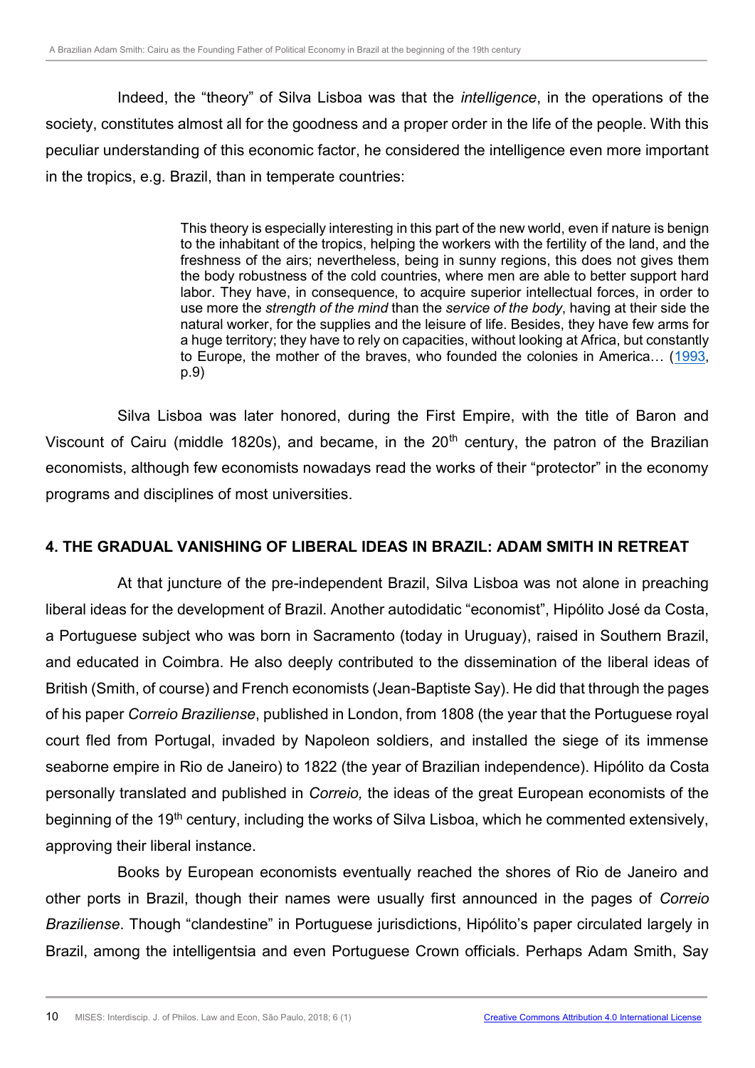Indeed, the "theory" of Silva Lisboa was that the *intelligence*, in the operations of the society, constitutes almost all for the goodness and a proper order in the life of the people. With this peculiar understanding of this economic factor, he considered the intelligence even more important in the tropics, e.g. Brazil, than in temperate countries:

> This theory is especially interesting in this part of the new world, even if nature is benign to the inhabitant of the tropics, helping the workers with the fertility of the land, and the freshness of the airs; nevertheless, being in sunny regions, this does not gives them the body robustness of the cold countries, where men are able to better support hard labor. They have, in consequence, to acquire superior intellectual forces, in order to use more the *strength of the mind* than the *service of the body*, having at their side the natural worker, for the supplies and the leisure of life. Besides, they have few arms for a huge territory; they have to rely on capacities, without looking at Africa, but constantly to Europe, the mother of the braves, who founded the colonies in America… (1993, p.9)

Silva Lisboa was later honored, during the First Empire, with the title of Baron and Viscount of Cairu (middle 1820s), and became, in the 20th century, the patron of the Brazilian economists, although few economists nowadays read the works of their "protector" in the economy programs and disciplines of most universities.

## 4. THE GRADUAL VANISHING OF LIBERAL IDEAS IN BRAZIL: ADAM SMITH IN RETREAT

At that juncture of the pre-independent Brazil, Silva Lisboa was not alone in preaching liberal ideas for the development of Brazil. Another autodidactic "economist", Hipólito José da Costa, a Portuguese subject who was born in Sacramento (today in Uruguay), raised in Southern Brazil, and educated in Coimbra. He also deeply contributed to the dissemination of the liberal ideas of British (Smith, of course) and French economists (Jean-Baptiste Say). He did that through the pages of his paper *Correio Braziliense*, published in London, from 1808 (the year that the Portuguese royal court fled from Portugal, invaded by Napoleon soldiers, and installed the siege of its immense seaborne empire in Rio de Janeiro) to 1822 (the year of Brazilian independence). Hipólito da Costa personally translated and published in *Correio,* the ideas of the great European economists of the beginning of the 19th century, including the works of Silva Lisboa, which he commented extensively, approving their liberal instance.

Books by European economists eventually reached the shores of Rio de Janeiro and other ports in Brazil, though their names were usually first announced in the pages of *Correio Braziliense*. Though "clandestine" in Portuguese jurisdictions, Hipólito's paper circulated largely in Brazil, among the intelligentsia and even Portuguese Crown officials. Perhaps Adam Smith, Say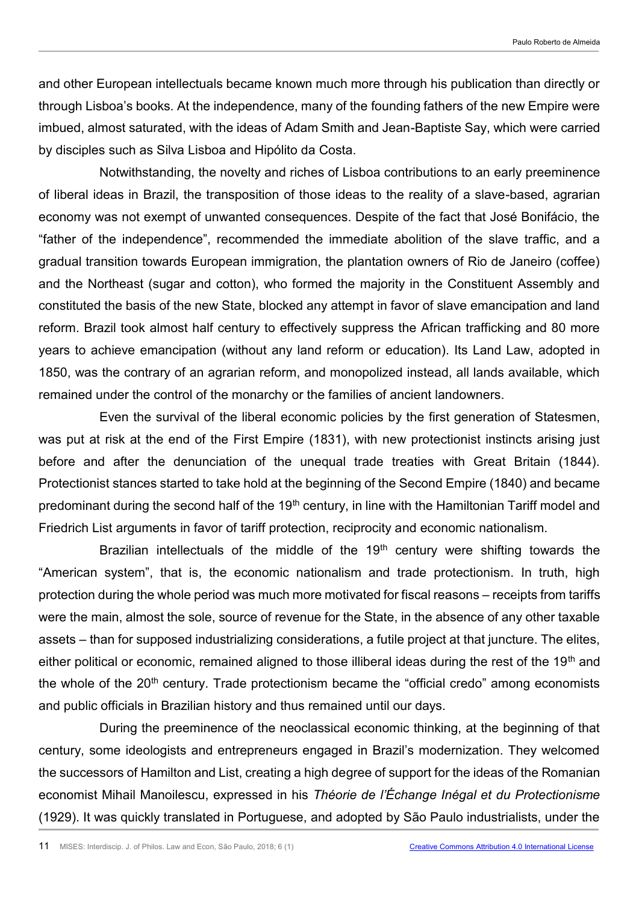and other European intellectuals became known much more through his publication than directly or through Lisboa's books. At the independence, many of the founding fathers of the new Empire were imbued, almost saturated, with the ideas of Adam Smith and Jean-Baptiste Say, which were carried by disciples such as Silva Lisboa and Hipólito da Costa.

Notwithstanding, the novelty and riches of Lisboa contributions to an early preeminence of liberal ideas in Brazil, the transposition of those ideas to the reality of a slave-based, agrarian economy was not exempt of unwanted consequences. Despite of the fact that José Bonifácio, the "father of the independence", recommended the immediate abolition of the slave traffic, and a gradual transition towards European immigration, the plantation owners of Rio de Janeiro (coffee) and the Northeast (sugar and cotton), who formed the majority in the Constituent Assembly and constituted the basis of the new State, blocked any attempt in favor of slave emancipation and land reform. Brazil took almost half century to effectively suppress the African trafficking and 80 more years to achieve emancipation (without any land reform or education). Its Land Law, adopted in 1850, was the contrary of an agrarian reform, and monopolized instead, all lands available, which remained under the control of the monarchy or the families of ancient landowners.

Even the survival of the liberal economic policies by the first generation of Statesmen, was put at risk at the end of the First Empire (1831), with new protectionist instincts arising just before and after the denunciation of the unequal trade treaties with Great Britain (1844). Protectionist stances started to take hold at the beginning of the Second Empire (1840) and became predominant during the second half of the 19th century, in line with the Hamiltonian Tariff model and Friedrich List arguments in favor of tariff protection, reciprocity and economic nationalism.

Brazilian intellectuals of the middle of the 19th century were shifting towards the "American system", that is, the economic nationalism and trade protectionism. In truth, high protection during the whole period was much more motivated for fiscal reasons – receipts from tariffs were the main, almost the sole, source of revenue for the State, in the absence of any other taxable assets – than for supposed industrializing considerations, a futile project at that juncture. The elites, either political or economic, remained aligned to those illiberal ideas during the rest of the 19th and the whole of the 20th century. Trade protectionism became the "official credo" among economists and public officials in Brazilian history and thus remained until our days.

During the preeminence of the neoclassical economic thinking, at the beginning of that century, some ideologists and entrepreneurs engaged in Brazil's modernization. They welcomed the successors of Hamilton and List, creating a high degree of support for the ideas of the Romanian economist Mihail Manoilescu, expressed in his *Théorie de l'Échange Inégal et du Protectionisme* (1929). It was quickly translated in Portuguese, and adopted by São Paulo industrialists, under the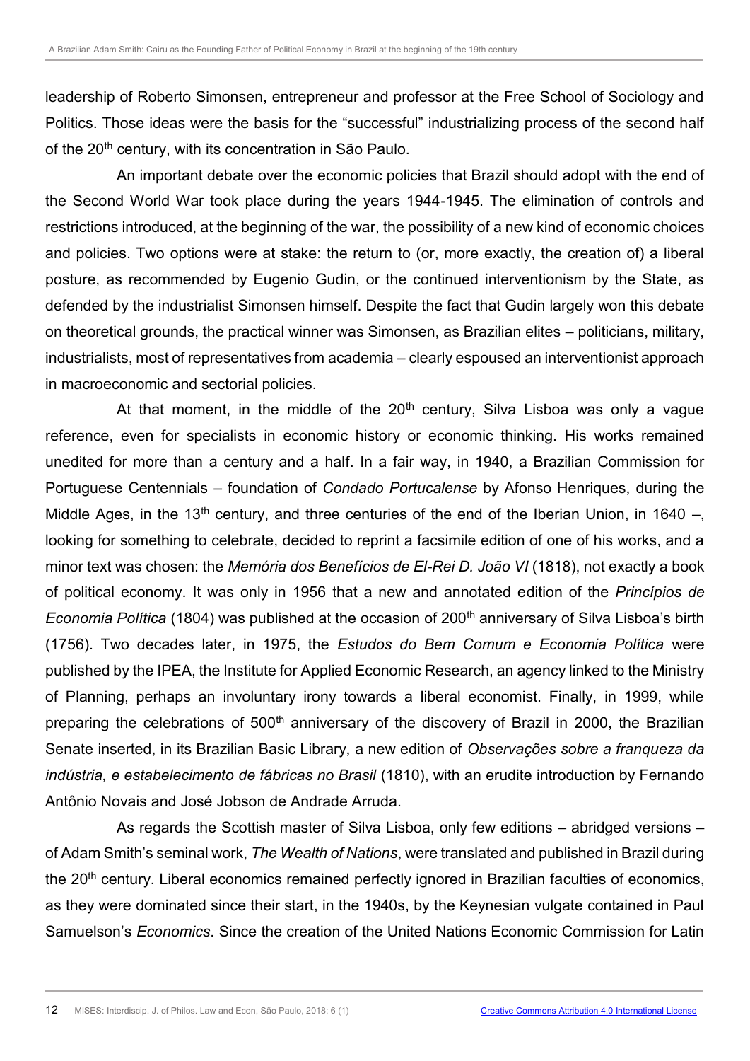leadership of Roberto Simonsen, entrepreneur and professor at the Free School of Sociology and Politics. Those ideas were the basis for the "successful" industrializing process of the second half of the 20th century, with its concentration in São Paulo.

An important debate over the economic policies that Brazil should adopt with the end of the Second World War took place during the years 1944-1945. The elimination of controls and restrictions introduced, at the beginning of the war, the possibility of a new kind of economic choices and policies. Two options were at stake: the return to (or, more exactly, the creation of) a liberal posture, as recommended by Eugenio Gudin, or the continued interventionism by the State, as defended by the industrialist Simonsen himself. Despite the fact that Gudin largely won this debate on theoretical grounds, the practical winner was Simonsen, as Brazilian elites – politicians, military, industrialists, most of representatives from academia – clearly espoused an interventionist approach in macroeconomic and sectorial policies.

At that moment, in the middle of the 20th century, Silva Lisboa was only a vague reference, even for specialists in economic history or economic thinking. His works remained unedited for more than a century and a half. In a fair way, in 1940, a Brazilian Commission for Portuguese Centennials – foundation of *Condado Portucalense* by Afonso Henriques, during the Middle Ages, in the 13th century, and three centuries of the end of the Iberian Union, in 1640 –, looking for something to celebrate, decided to reprint a facsimile edition of one of his works, and a minor text was chosen: the *Memória dos Benefícios de El-Rei D. João VI* (1818), not exactly a book of political economy. It was only in 1956 that a new and annotated edition of the *Princípios de Economia Política* (1804) was published at the occasion of 200th anniversary of Silva Lisboa's birth (1756). Two decades later, in 1975, the *Estudos do Bem Comum e Economia Política* were published by the IPEA, the Institute for Applied Economic Research, an agency linked to the Ministry of Planning, perhaps an involuntary irony towards a liberal economist. Finally, in 1999, while preparing the celebrations of 500th anniversary of the discovery of Brazil in 2000, the Brazilian Senate inserted, in its Brazilian Basic Library, a new edition of *Observações sobre a franqueza da indústria, e estabelecimento de fábricas no Brasil* (1810), with an erudite introduction by Fernando Antônio Novais and José Jobson de Andrade Arruda.

As regards the Scottish master of Silva Lisboa, only few editions – abridged versions – of Adam Smith's seminal work, *The Wealth of Nations*, were translated and published in Brazil during the 20th century. Liberal economics remained perfectly ignored in Brazilian faculties of economics, as they were dominated since their start, in the 1940s, by the Keynesian vulgate contained in Paul Samuelson's *Economics*. Since the creation of the United Nations Economic Commission for Latin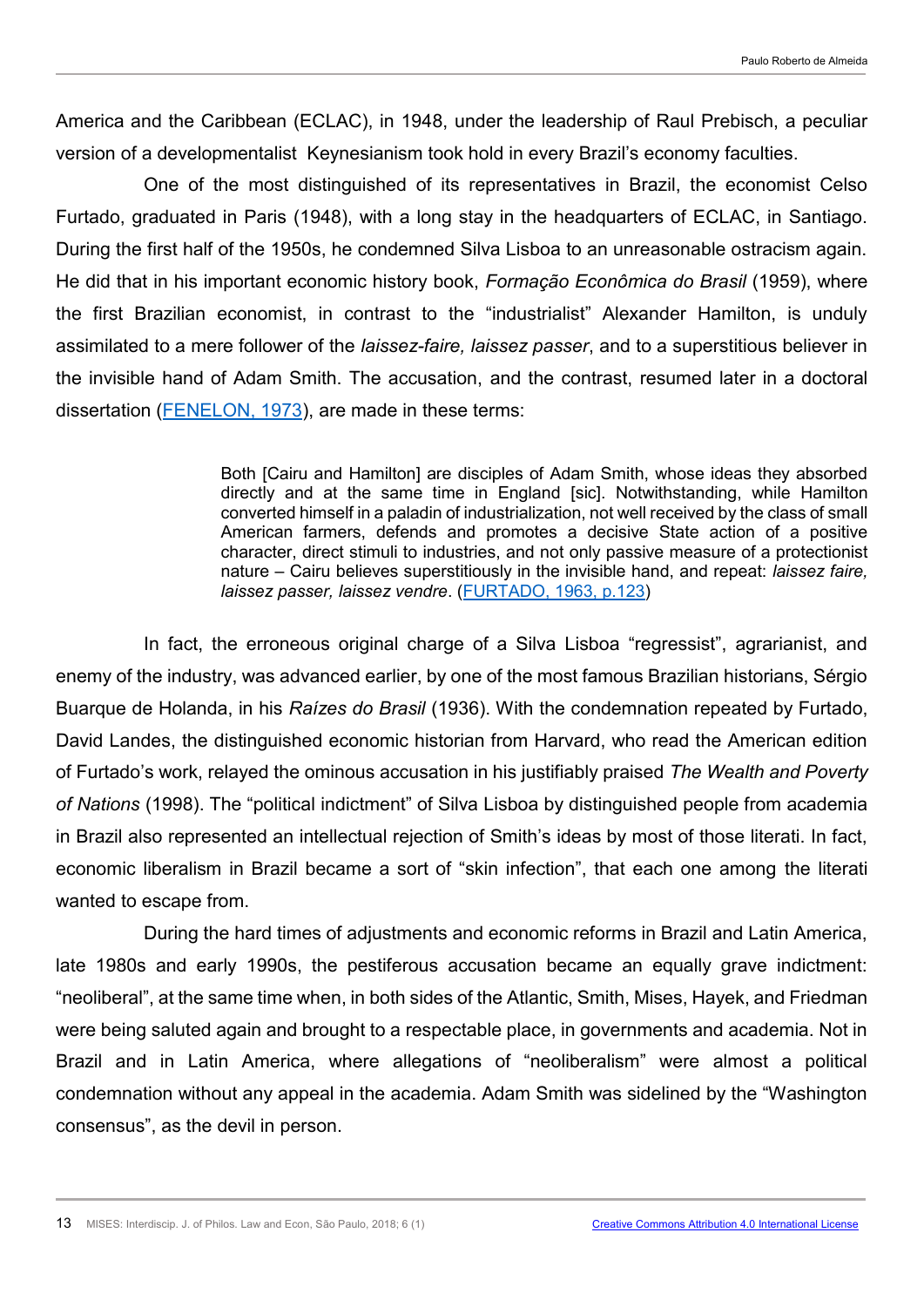America and the Caribbean (ECLAC), in 1948, under the leadership of Raul Prebisch, a peculiar version of a developmentalist Keynesianism took hold in every Brazil's economy faculties.

One of the most distinguished of its representatives in Brazil, the economist Celso Furtado, graduated in Paris (1948), with a long stay in the headquarters of ECLAC, in Santiago. During the first half of the 1950s, he condemned Silva Lisboa to an unreasonable ostracism again. He did that in his important economic history book, *Formação Econômica do Brasil* (1959), where the first Brazilian economist, in contrast to the "industrialist" Alexander Hamilton, is unduly assimilated to a mere follower of the *laissez-faire, laissez passer*, and to a superstitious believer in the invisible hand of Adam Smith. The accusation, and the contrast, resumed later in a doctoral dissertation (FENELON, 1973), are made in these terms:

> Both [Cairu and Hamilton] are disciples of Adam Smith, whose ideas they absorbed directly and at the same time in England [sic]. Notwithstanding, while Hamilton converted himself in a paladin of industrialization, not well received by the class of small American farmers, defends and promotes a decisive State action of a positive character, direct stimuli to industries, and not only passive measure of a protectionist nature – Cairu believes superstitiously in the invisible hand, and repeat: *laissez faire, laissez passer, laissez vendre*. (FURTADO, 1963, p.123)

In fact, the erroneous original charge of a Silva Lisboa "regressist", agrarianist, and enemy of the industry, was advanced earlier, by one of the most famous Brazilian historians, Sérgio Buarque de Holanda, in his *Raízes do Brasil* (1936). With the condemnation repeated by Furtado, David Landes, the distinguished economic historian from Harvard, who read the American edition of Furtado's work, relayed the ominous accusation in his justifiably praised *The Wealth and Poverty of Nations* (1998). The "political indictment" of Silva Lisboa by distinguished people from academia in Brazil also represented an intellectual rejection of Smith's ideas by most of those literati. In fact, economic liberalism in Brazil became a sort of "skin infection", that each one among the literati wanted to escape from.

During the hard times of adjustments and economic reforms in Brazil and Latin America, late 1980s and early 1990s, the pestiferous accusation became an equally grave indictment: "neoliberal", at the same time when, in both sides of the Atlantic, Smith, Mises, Hayek, and Friedman were being saluted again and brought to a respectable place, in governments and academia. Not in Brazil and in Latin America, where allegations of "neoliberalism" were almost a political condemnation without any appeal in the academia. Adam Smith was sidelined by the "Washington consensus", as the devil in person.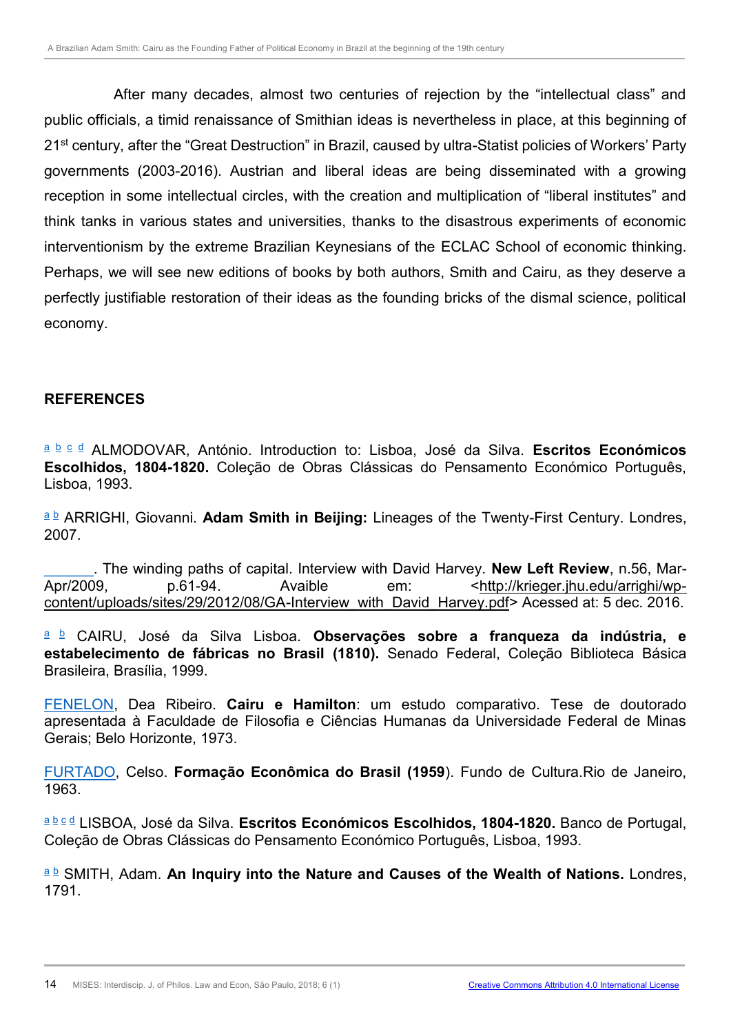After many decades, almost two centuries of rejection by the "intellectual class" and public officials, a timid renaissance of Smithian ideas is nevertheless in place, at this beginning of 21st century, after the "Great Destruction" in Brazil, caused by ultra-Statist policies of Workers' Party governments (2003-2016). Austrian and liberal ideas are being disseminated with a growing reception in some intellectual circles, with the creation and multiplication of "liberal institutes" and think tanks in various states and universities, thanks to the disastrous experiments of economic interventionism by the extreme Brazilian Keynesians of the ECLAC School of economic thinking. Perhaps, we will see new editions of books by both authors, Smith and Cairu, as they deserve a perfectly justifiable restoration of their ideas as the founding bricks of the dismal science, political economy.

## REFERENCES

a b c d ALMODOVAR, António. Introduction to: Lisboa, José da Silva. **Escritos Económicos Escolhidos, 1804-1820.** Coleção de Obras Clássicas do Pensamento Económico Português, Lisboa, 1993.

a b ARRIGHI, Giovanni. **Adam Smith in Beijing:** Lineages of the Twenty-First Century. Londres, 2007.

______. The winding paths of capital. Interview with David Harvey. **New Left Review**, n.56, Mar-Apr/2009, p.61-94. Avaible em: <http://krieger.jhu.edu/arrighi/wp-content/uploads/sites/29/2012/08/GA-Interview_with_David_Harvey.pdf> Acessed at: 5 dec. 2016.

a b CAIRU, José da Silva Lisboa. **Observações sobre a franqueza da indústria, e estabelecimento de fábricas no Brasil (1810).** Senado Federal, Coleção Biblioteca Básica Brasileira, Brasília, 1999.

FENELON, Dea Ribeiro. **Cairu e Hamilton**: um estudo comparativo. Tese de doutorado apresentada à Faculdade de Filosofia e Ciências Humanas da Universidade Federal de Minas Gerais; Belo Horizonte, 1973.

FURTADO, Celso. **Formação Econômica do Brasil (1959**). Fundo de Cultura.Rio de Janeiro, 1963.

a b c d LISBOA, José da Silva. **Escritos Económicos Escolhidos, 1804-1820.** Banco de Portugal, Coleção de Obras Clássicas do Pensamento Económico Português, Lisboa, 1993.

a b SMITH, Adam. **An Inquiry into the Nature and Causes of the Wealth of Nations.** Londres, 1791.